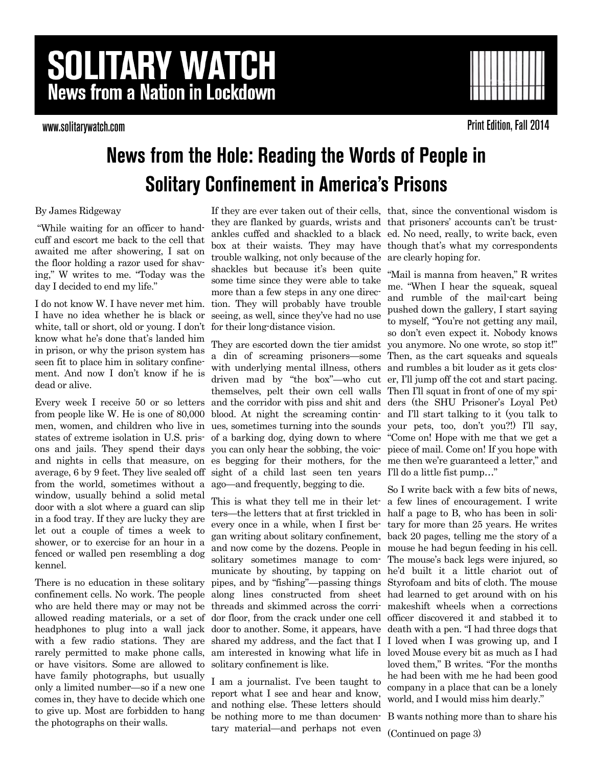# SOLITARY WATCH

**News from a Nation in Lockdown**

www.solitarywatch.com

Print Edition, Fall 2014

## News from the Hole: Reading the Words of People in Solitary Confinement in America's Prisons

By James Ridgeway

"While waiting for an officer to handcuff and escort me back to the cell that awaited me after showering, I sat on the floor holding a razor used for shaving," W writes to me. "Today was the day I decided to end my life."

I do not know W. I have never met him. I have no idea whether he is black or white, tall or short, old or young. I don't know what he's done that's landed him in prison, or why the prison system has seen fit to place him in solitary confinement. And now I don't know if he is dead or alive.

Every week I receive 50 or so letters from people like W. He is one of 80,000 men, women, and children who live in states of extreme isolation in U.S. prisons and jails. They spend their days and nights in cells that measure, on average, 6 by 9 feet. They live sealed off from the world, sometimes without a window, usually behind a solid metal door with a slot where a guard can slip in a food tray. If they are lucky they are let out a couple of times a week to shower, or to exercise for an hour in a fenced or walled pen resembling a dog kennel.

There is no education in these solitary confinement cells. No work. The people who are held there may or may not be allowed reading materials, or a set of headphones to plug into a wall jack with a few radio stations. They are rarely permitted to make phone calls, or have visitors. Some are allowed to have family photographs, but usually only a limited number—so if a new one comes in, they have to decide which one to give up. Most are forbidden to hang the photographs on their walls.

If they are ever taken out of their cells, they are flanked by guards, wrists and ankles cuffed and shackled to a black box at their waists. They may have trouble walking, not only because of the shackles but because it's been quite some time since they were able to take more than a few steps in any one direction. They will probably have trouble seeing, as well, since they've had no use for their long-distance vision.

They are escorted down the tier amidst a din of screaming prisoners—some with underlying mental illness, others driven mad by "the box"—who cut themselves, pelt their own cell walls and the corridor with piss and shit and blood. At night the screaming continues, sometimes turning into the sounds of a barking dog, dying down to where you can only hear the sobbing, the voices begging for their mothers, for the sight of a child last seen ten years ago—and frequently, begging to die.

This is what they tell me in their letters—the letters that at first trickled in every once in a while, when I first began writing about solitary confinement, and now come by the dozens. People in solitary sometimes manage to communicate by shouting, by tapping on pipes, and by "fishing"—passing things along lines constructed from sheet threads and skimmed across the corridor floor, from the crack under one cell door to another. Some, it appears, have shared my address, and the fact that I am interested in knowing what life in solitary confinement is like.

I am a journalist. I've been taught to report what I see and hear and know, and nothing else. These letters should be nothing more to me than documentary material—and perhaps not even that, since the conventional wisdom is that prisoners' accounts can't be trusted. No need, really, to write back, even though that's what my correspondents are clearly hoping for.

"Mail is manna from heaven," R writes me. "When I hear the squeak, squeal and rumble of the mail-cart being pushed down the gallery, I start saying to myself, "You're not getting any mail, so don't even expect it. Nobody knows you anymore. No one wrote, so stop it!" Then, as the cart squeaks and squeals and rumbles a bit louder as it gets closer, I'll jump off the cot and start pacing. Then I'll squat in front of one of my spiders (the SHU Prisoner's Loyal Pet) and I'll start talking to it (you talk to your pets, too, don't you?!) I'll say, "Come on! Hope with me that we get a piece of mail. Come on! If you hope with me then we're guaranteed a letter," and I'll do a little fist pump…"

So I write back with a few bits of news, a few lines of encouragement. I write half a page to B, who has been in solitary for more than 25 years. He writes back 20 pages, telling me the story of a mouse he had begun feeding in his cell. The mouse's back legs were injured, so he'd built it a little chariot out of Styrofoam and bits of cloth. The mouse had learned to get around with on his makeshift wheels when a corrections officer discovered it and stabbed it to death with a pen. "I had three dogs that I loved when I was growing up, and I loved Mouse every bit as much as I had loved them," B writes. "For the months he had been with me he had been good company in a place that can be a lonely world, and I would miss him dearly."

B wants nothing more than to share his

(Continued on page 3)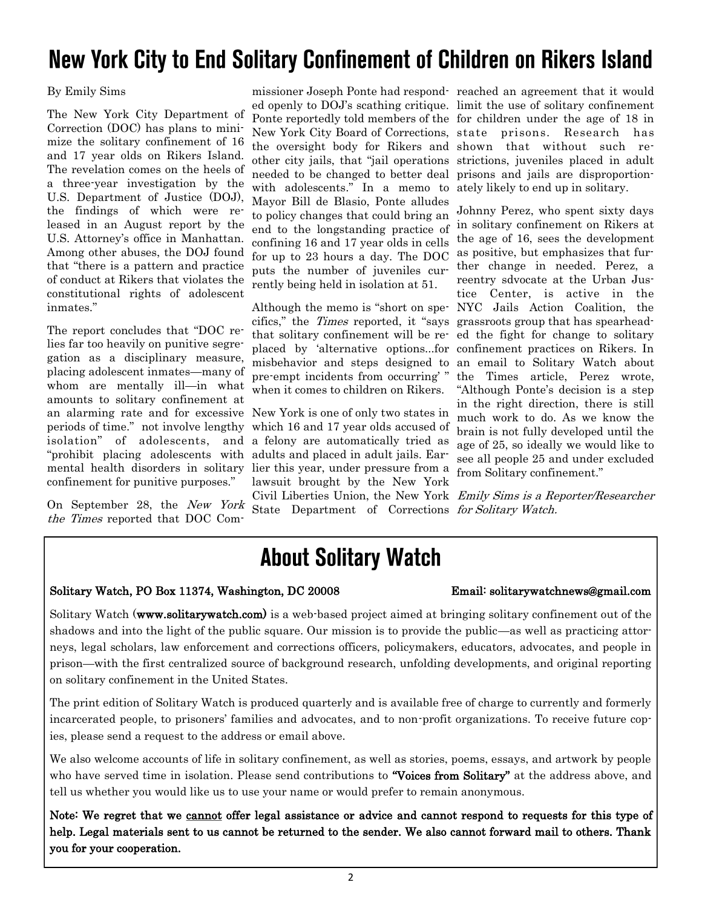# New York City to End Solitary Confinement of Children on Rikers Island

By Emily Sims

The New York City Department of Correction (DOC) has plans to minimize the solitary confinement of 16 and 17 year olds on Rikers Island. The revelation comes on the heels of a three-year investigation by the U.S. Department of Justice (DOJ), the findings of which were released in an August report by the U.S. Attorney's office in Manhattan. Among other abuses, the DOJ found that "there is a pattern and practice of conduct at Rikers that violates the constitutional rights of adolescent inmates."

The report concludes that "DOC relies far too heavily on punitive segregation as a disciplinary measure, placing adolescent inmates—many of whom are mentally ill—in what amounts to solitary confinement at an alarming rate and for excessive periods of time." not involve lengthy isolation" of adolescents, and "prohibit placing adolescents with mental health disorders in solitary confinement for punitive purposes."

On September 28, the *New York the Times* reported that DOC Commissioner Joseph Ponte had responded openly to DOJ's scathing critique. Ponte reportedly told members of the New York City Board of Corrections, the oversight body for Rikers and other city jails, that "jail operations needed to be changed to better deal with adolescents." In a memo to Mayor Bill de Blasio, Ponte alludes to policy changes that could bring an end to the longstanding practice of confining 16 and 17 year olds in cells for up to 23 hours a day. The DOC puts the number of juveniles currently being held in isolation at 51.

Although the memo is "short on specifics," the *Times* reported, it "says that solitary confinement will be replaced by 'alternative options...for misbehavior and steps designed to pre-empt incidents from occurring' " when it comes to children on Rikers.

New York is one of only two states in which 16 and 17 year olds accused of a felony are automatically tried as adults and placed in adult jails. Earlier this year, under pressure from a lawsuit brought by the New York Civil Liberties Union, the New York State Department of Corrections reached an agreement that it would limit the use of solitary confinement for children under the age of 18 in state prisons. Research has shown that without such restrictions, juveniles placed in adult prisons and jails are disproportionately likely to end up in solitary.

Johnny Perez, who spent sixty days in solitary confinement on Rikers at the age of 16, sees the development as positive, but emphasizes that further change in needed. Perez, a reentry sdvocate at the Urban Justice Center, is active in the NYC Jails Action Coalition, the grassroots group that has spearheaded the fight for change to solitary confinement practices on Rikers. In an email to Solitary Watch about the Times article, Perez wrote, "Although Ponte's decision is a step in the right direction, there is still much work to do. As we know the brain is not fully developed until the age of 25, so ideally we would like to see all people 25 and under excluded from Solitary confinement."

*Emily Sims is a Reporter/Researcher for Solitary Watch.*

## About Solitary Watch

**Solitary Watch, PO Box 11374, Washington, DC 20008** **Email: solitarywatchnews@gmail.com**

Solitary Watch (**www.solitarywatch.com**) is a web-based project aimed at bringing solitary confinement out of the shadows and into the light of the public square. Our mission is to provide the public—as well as practicing attorneys, legal scholars, law enforcement and corrections officers, policymakers, educators, advocates, and people in prison—with the first centralized source of background research, unfolding developments, and original reporting on solitary confinement in the United States.

The print edition of Solitary Watch is produced quarterly and is available free of charge to currently and formerly incarcerated people, to prisoners' families and advocates, and to non-profit organizations. To receive future copies, please send a request to the address or email above.

We also welcome accounts of life in solitary confinement, as well as stories, poems, essays, and artwork by people who have served time in isolation. Please send contributions to **"Voices from Solitary"** at the address above, and tell us whether you would like us to use your name or would prefer to remain anonymous.

**Note: We regret that we <u>cannot</u> offer legal assistance or advice and cannot respond to requests for this type of help. Legal materials sent to us cannot be returned to the sender. We also cannot forward mail to others. Thank you for your cooperation.**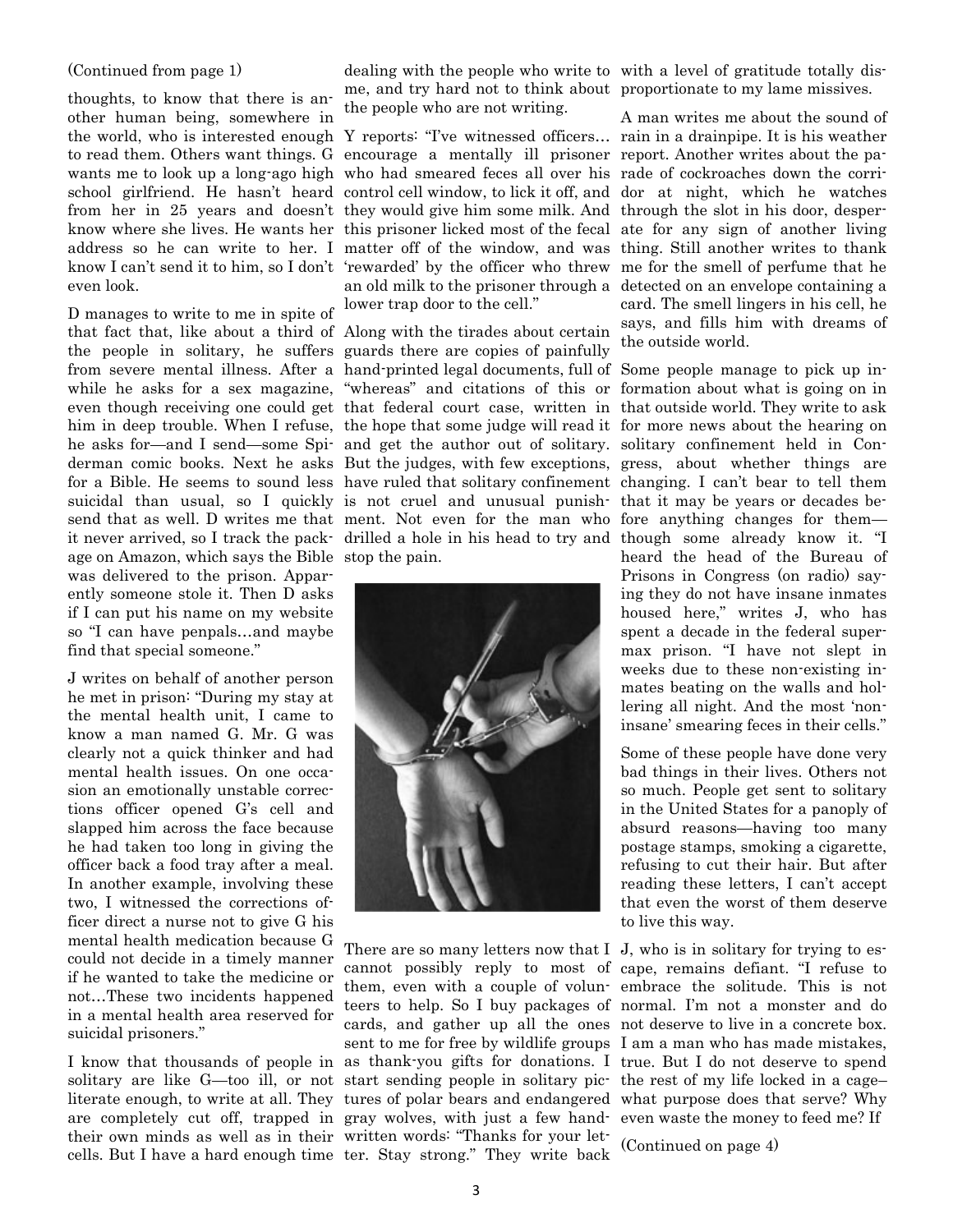(Continued from page 1)

thoughts, to know that there is another human being, somewhere in the world, who is interested enough to read them. Others want things. G wants me to look up a long-ago high school girlfriend. He hasn't heard from her in 25 years and doesn't know where she lives. He wants her address so he can write to her. I know I can't send it to him, so I don't even look.

D manages to write to me in spite of that fact that, like about a third of the people in solitary, he suffers from severe mental illness. After a while he asks for a sex magazine, even though receiving one could get him in deep trouble. When I refuse, he asks for—and I send—some Spiderman comic books. Next he asks for a Bible. He seems to sound less suicidal than usual, so I quickly send that as well. D writes me that it never arrived, so I track the package on Amazon, which says the Bible was delivered to the prison. Apparently someone stole it. Then D asks if I can put his name on my website so "I can have penpals…and maybe find that special someone."

J writes on behalf of another person he met in prison: "During my stay at the mental health unit, I came to know a man named G. Mr. G was clearly not a quick thinker and had mental health issues. On one occasion an emotionally unstable corrections officer opened G's cell and slapped him across the face because he had taken too long in giving the officer back a food tray after a meal. In another example, involving these two, I witnessed the corrections officer direct a nurse not to give G his mental health medication because G could not decide in a timely manner if he wanted to take the medicine or not…These two incidents happened in a mental health area reserved for suicidal prisoners."

I know that thousands of people in solitary are like G—too ill, or not literate enough, to write at all. They are completely cut off, trapped in their own minds as well as in their cells. But I have a hard enough time dealing with the people who write to me, and try hard not to think about the people who are not writing.

Y reports: "I've witnessed officers… encourage a mentally ill prisoner who had smeared feces all over his control cell window, to lick it off, and they would give him some milk. And this prisoner licked most of the fecal matter off of the window, and was 'rewarded' by the officer who threw an old milk to the prisoner through a lower trap door to the cell."

Along with the tirades about certain guards there are copies of painfully hand-printed legal documents, full of "whereas" and citations of this or that federal court case, written in the hope that some judge will read it and get the author out of solitary. But the judges, with few exceptions, have ruled that solitary confinement is not cruel and unusual punishment. Not even for the man who drilled a hole in his head to try and stop the pain.

There are so many letters now that I cannot possibly reply to most of them, even with a couple of volunteers to help. So I buy packages of cards, and gather up all the ones sent to me for free by wildlife groups as thank-you gifts for donations. I start sending people in solitary pictures of polar bears and endangered gray wolves, with just a few handwritten words: "Thanks for your letter. Stay strong." They write back with a level of gratitude totally disproportionate to my lame missives.

A man writes me about the sound of rain in a drainpipe. It is his weather report. Another writes about the parade of cockroaches down the corridor at night, which he watches through the slot in his door, desperate for any sign of another living thing. Still another writes to thank me for the smell of perfume that he detected on an envelope containing a card. The smell lingers in his cell, he says, and fills him with dreams of the outside world.

Some people manage to pick up information about what is going on in that outside world. They write to ask for more news about the hearing on solitary confinement held in Congress, about whether things are changing. I can't bear to tell them that it may be years or decades before anything changes for them—though some already know it. "I heard the head of the Bureau of Prisons in Congress (on radio) saying they do not have insane inmates housed here," writes J, who has spent a decade in the federal supermax prison. "I have not slept in weeks due to these non-existing inmates beating on the walls and hollering all night. And the most 'non-insane' smearing feces in their cells."

Some of these people have done very bad things in their lives. Others not so much. People get sent to solitary in the United States for a panoply of absurd reasons—having too many postage stamps, smoking a cigarette, refusing to cut their hair. But after reading these letters, I can't accept that even the worst of them deserve to live this way.

J, who is in solitary for trying to escape, remains defiant. "I refuse to embrace the solitude. This is not normal. I'm not a monster and do not deserve to live in a concrete box. I am a man who has made mistakes, true. But I do not deserve to spend the rest of my life locked in a cage–what purpose does that serve? Why even waste the money to feed me? If

(Continued on page 4)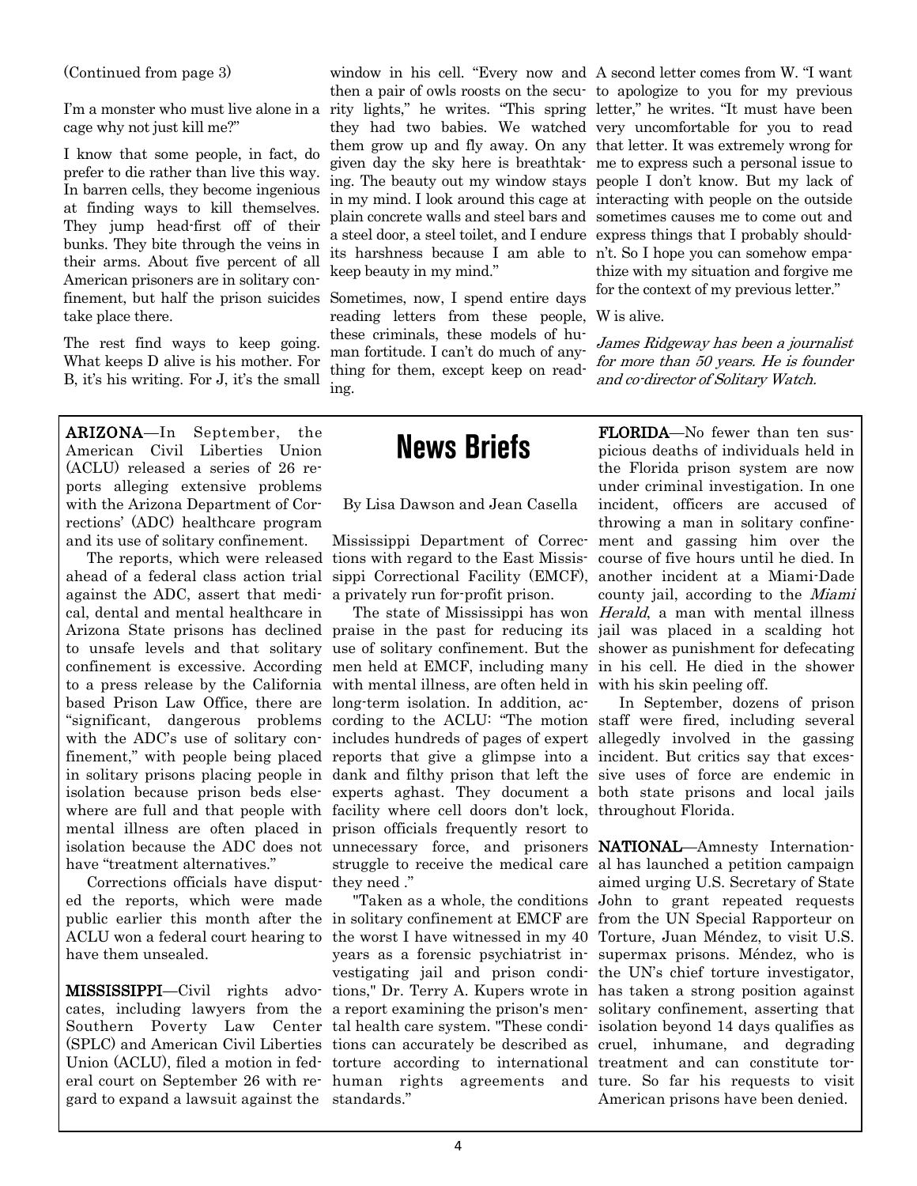(Continued from page 3)

I'm a monster who must live alone in a cage why not just kill me?"

I know that some people, in fact, do prefer to die rather than live this way. In barren cells, they become ingenious at finding ways to kill themselves. They jump head-first off of their bunks. They bite through the veins in their arms. About five percent of all American prisoners are in solitary confinement, but half the prison suicides take place there.

The rest find ways to keep going. What keeps D alive is his mother. For B, it's his writing. For J, it's the small window in his cell. "Every now and then a pair of owls roosts on the security lights," he writes. "This spring they had two babies. We watched them grow up and fly away. On any given day the sky here is breathtaking. The beauty out my window stays in my mind. I look around this cage at plain concrete walls and steel bars and a steel door, a steel toilet, and I endure its harshness because I am able to keep beauty in my mind."

Sometimes, now, I spend entire days reading letters from these people, these criminals, these models of human fortitude. I can't do much of anything for them, except keep on reading.

A second letter comes from W. "I want to apologize to you for my previous letter," he writes. "It must have been very uncomfortable for you to read that letter. It was extremely wrong for me to express such a personal issue to people I don't know. But my lack of interacting with people on the outside sometimes causes me to come out and express things that I probably shouldn't. So I hope you can somehow empathize with my situation and forgive me for the context of my previous letter."

W is alive.

*James Ridgeway has been a journalist for more than 50 years. He is founder and co-director of Solitary Watch.*

# News Briefs

By Lisa Dawson and Jean Casella

**ARIZONA**—In September, the American Civil Liberties Union (ACLU) released a series of 26 reports alleging extensive problems with the Arizona Department of Corrections' (ADC) healthcare program and its use of solitary confinement.

The reports, which were released ahead of a federal class action trial against the ADC, assert that medical, dental and mental healthcare in Arizona State prisons has declined to unsafe levels and that solitary confinement is excessive. According to a press release by the California based Prison Law Office, there are "significant, dangerous problems with the ADC's use of solitary confinement," with people being placed in solitary prisons placing people in isolation because prison beds elsewhere are full and that people with mental illness are often placed in isolation because the ADC does not have "treatment alternatives."

Corrections officials have disputed the reports, which were made public earlier this month after the ACLU won a federal court hearing to have them unsealed.

**MISSISSIPPI**—Civil rights advocates, including lawyers from the Southern Poverty Law Center (SPLC) and American Civil Liberties Union (ACLU), filed a motion in federal court on September 26 with regard to expand a lawsuit against the Mississippi Department of Corrections with regard to the East Mississippi Correctional Facility (EMCF), a privately run for-profit prison.

The state of Mississippi has won praise in the past for reducing its use of solitary confinement. But the men held at EMCF, including many with mental illness, are often held in long-term isolation. In addition, according to the ACLU: "The motion includes hundreds of pages of expert reports that give a glimpse into a dank and filthy prison that left the experts aghast. They document a facility where cell doors don't lock, prison officials frequently resort to unnecessary force, and prisoners struggle to receive the medical care they need ."

"Taken as a whole, the conditions in solitary confinement at EMCF are the worst I have witnessed in my 40 years as a forensic psychiatrist investigating jail and prison conditions," Dr. Terry A. Kupers wrote in a report examining the prison's mental health care system. "These conditions can accurately be described as torture according to international human rights agreements and standards."

**FLORIDA**—No fewer than ten suspicious deaths of individuals held in the Florida prison system are now under criminal investigation. In one incident, officers are accused of throwing a man in solitary confinement and gassing him over the course of five hours until he died. In another incident at a Miami-Dade county jail, according to the *Miami Herald*, a man with mental illness jail was placed in a scalding hot shower as punishment for defecating in his cell. He died in the shower with his skin peeling off.

In September, dozens of prison staff were fired, including several allegedly involved in the gassing incident. But critics say that excessive uses of force are endemic in both state prisons and local jails throughout Florida.

**NATIONAL**—Amnesty International has launched a petition campaign aimed urging U.S. Secretary of State John to grant repeated requests from the UN Special Rapporteur on Torture, Juan Méndez, to visit U.S. supermax prisons. Méndez, who is the UN's chief torture investigator, has taken a strong position against solitary confinement, asserting that isolation beyond 14 days qualifies as cruel, inhumane, and degrading treatment and can constitute torture. So far his requests to visit American prisons have been denied.